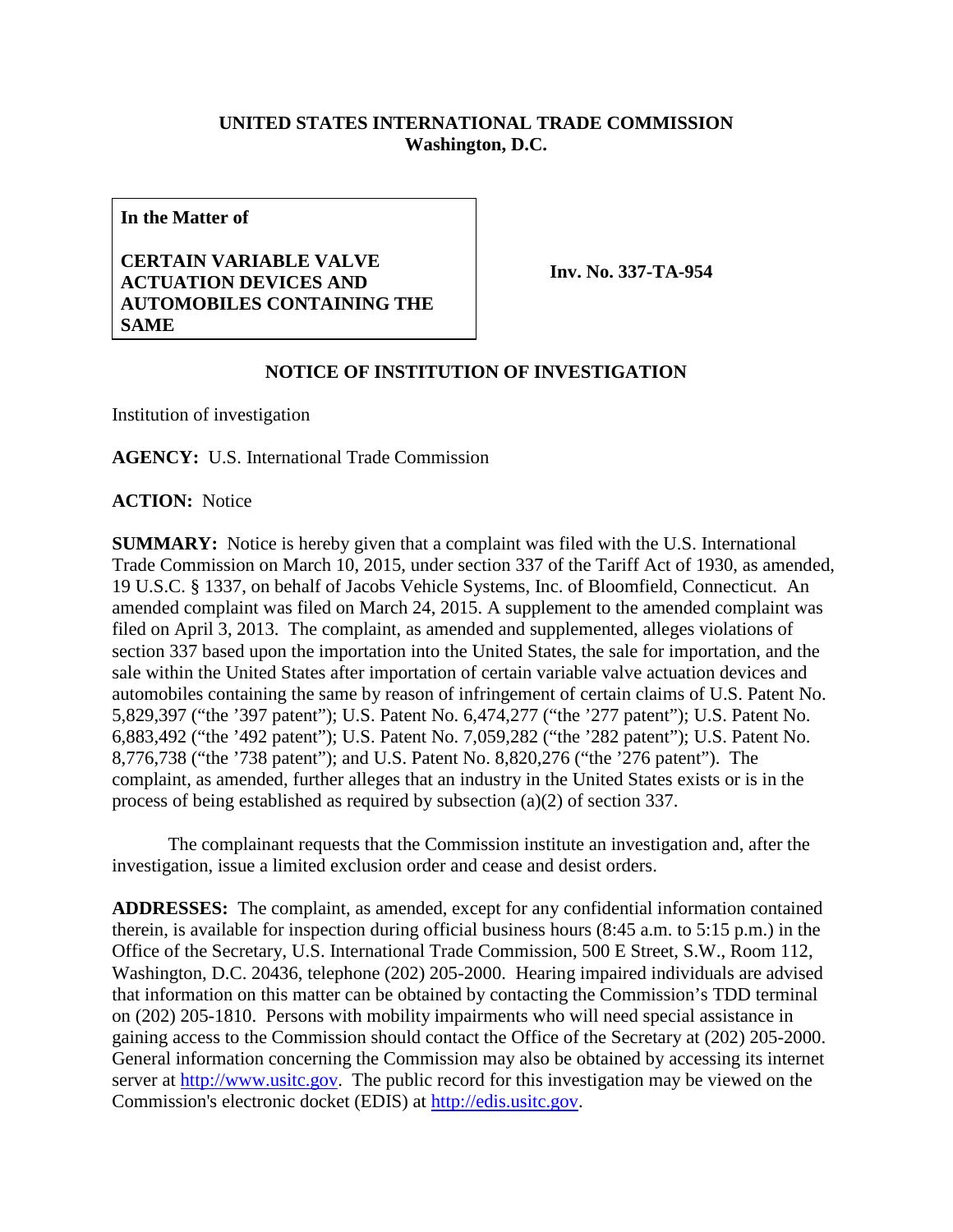**UNITED STATES INTERNATIONAL TRADE COMMISSION**
**Washington, D.C.**

| **In the Matter of**<br><br>**CERTAIN VARIABLE VALVE ACTUATION DEVICES AND AUTOMOBILES CONTAINING THE SAME** | **Inv. No. 337-TA-954** |
|---|---|

## NOTICE OF INSTITUTION OF INVESTIGATION

Institution of investigation

**AGENCY:** U.S. International Trade Commission

**ACTION:** Notice

**SUMMARY:** Notice is hereby given that a complaint was filed with the U.S. International Trade Commission on March 10, 2015, under section 337 of the Tariff Act of 1930, as amended, 19 U.S.C. § 1337, on behalf of Jacobs Vehicle Systems, Inc. of Bloomfield, Connecticut. An amended complaint was filed on March 24, 2015. A supplement to the amended complaint was filed on April 3, 2013. The complaint, as amended and supplemented, alleges violations of section 337 based upon the importation into the United States, the sale for importation, and the sale within the United States after importation of certain variable valve actuation devices and automobiles containing the same by reason of infringement of certain claims of U.S. Patent No. 5,829,397 ("the '397 patent"); U.S. Patent No. 6,474,277 ("the '277 patent"); U.S. Patent No. 6,883,492 ("the '492 patent"); U.S. Patent No. 7,059,282 ("the '282 patent"); U.S. Patent No. 8,776,738 ("the '738 patent"); and U.S. Patent No. 8,820,276 ("the '276 patent"). The complaint, as amended, further alleges that an industry in the United States exists or is in the process of being established as required by subsection (a)(2) of section 337.

The complainant requests that the Commission institute an investigation and, after the investigation, issue a limited exclusion order and cease and desist orders.

**ADDRESSES:** The complaint, as amended, except for any confidential information contained therein, is available for inspection during official business hours (8:45 a.m. to 5:15 p.m.) in the Office of the Secretary, U.S. International Trade Commission, 500 E Street, S.W., Room 112, Washington, D.C. 20436, telephone (202) 205-2000. Hearing impaired individuals are advised that information on this matter can be obtained by contacting the Commission's TDD terminal on (202) 205-1810. Persons with mobility impairments who will need special assistance in gaining access to the Commission should contact the Office of the Secretary at (202) 205-2000. General information concerning the Commission may also be obtained by accessing its internet server at http://www.usitc.gov. The public record for this investigation may be viewed on the Commission's electronic docket (EDIS) at http://edis.usitc.gov.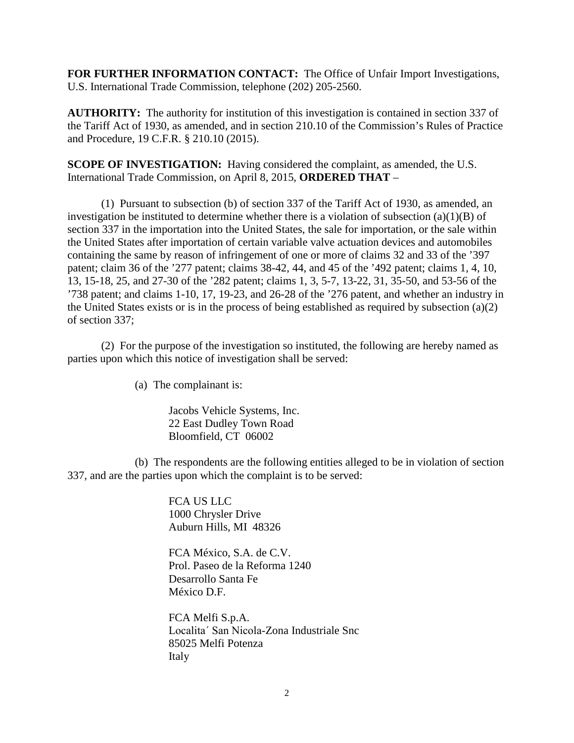**FOR FURTHER INFORMATION CONTACT:** The Office of Unfair Import Investigations, U.S. International Trade Commission, telephone (202) 205-2560.

**AUTHORITY:** The authority for institution of this investigation is contained in section 337 of the Tariff Act of 1930, as amended, and in section 210.10 of the Commission's Rules of Practice and Procedure, 19 C.F.R. § 210.10 (2015).

**SCOPE OF INVESTIGATION:** Having considered the complaint, as amended, the U.S. International Trade Commission, on April 8, 2015, **ORDERED THAT** –

(1) Pursuant to subsection (b) of section 337 of the Tariff Act of 1930, as amended, an investigation be instituted to determine whether there is a violation of subsection (a)(1)(B) of section 337 in the importation into the United States, the sale for importation, or the sale within the United States after importation of certain variable valve actuation devices and automobiles containing the same by reason of infringement of one or more of claims 32 and 33 of the '397 patent; claim 36 of the '277 patent; claims 38-42, 44, and 45 of the '492 patent; claims 1, 4, 10, 13, 15-18, 25, and 27-30 of the '282 patent; claims 1, 3, 5-7, 13-22, 31, 35-50, and 53-56 of the '738 patent; and claims 1-10, 17, 19-23, and 26-28 of the '276 patent, and whether an industry in the United States exists or is in the process of being established as required by subsection (a)(2) of section 337;

(2) For the purpose of the investigation so instituted, the following are hereby named as parties upon which this notice of investigation shall be served:

(a) The complainant is:

Jacobs Vehicle Systems, Inc.
22 East Dudley Town Road
Bloomfield, CT 06002

(b) The respondents are the following entities alleged to be in violation of section 337, and are the parties upon which the complaint is to be served:

FCA US LLC
1000 Chrysler Drive
Auburn Hills, MI 48326

FCA México, S.A. de C.V.
Prol. Paseo de la Reforma 1240
Desarrollo Santa Fe
México D.F.

FCA Melfi S.p.A.
Localita´ San Nicola-Zona Industriale Snc
85025 Melfi Potenza
Italy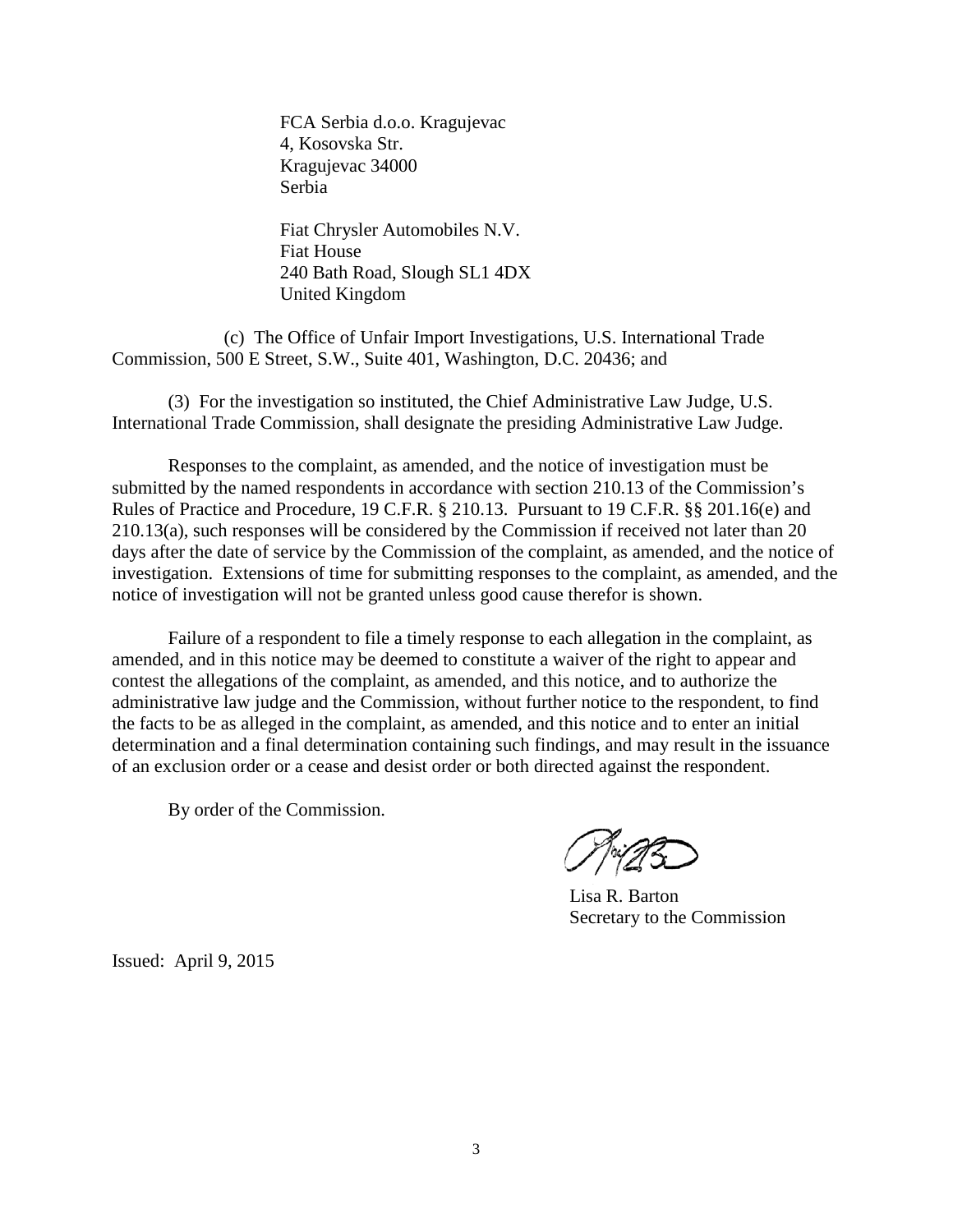FCA Serbia d.o.o. Kragujevac
4, Kosovska Str.
Kragujevac 34000
Serbia

Fiat Chrysler Automobiles N.V.
Fiat House
240 Bath Road, Slough SL1 4DX
United Kingdom

(c) The Office of Unfair Import Investigations, U.S. International Trade Commission, 500 E Street, S.W., Suite 401, Washington, D.C. 20436; and

(3) For the investigation so instituted, the Chief Administrative Law Judge, U.S. International Trade Commission, shall designate the presiding Administrative Law Judge.

Responses to the complaint, as amended, and the notice of investigation must be submitted by the named respondents in accordance with section 210.13 of the Commission's Rules of Practice and Procedure, 19 C.F.R. § 210.13. Pursuant to 19 C.F.R. §§ 201.16(e) and 210.13(a), such responses will be considered by the Commission if received not later than 20 days after the date of service by the Commission of the complaint, as amended, and the notice of investigation. Extensions of time for submitting responses to the complaint, as amended, and the notice of investigation will not be granted unless good cause therefor is shown.

Failure of a respondent to file a timely response to each allegation in the complaint, as amended, and in this notice may be deemed to constitute a waiver of the right to appear and contest the allegations of the complaint, as amended, and this notice, and to authorize the administrative law judge and the Commission, without further notice to the respondent, to find the facts to be as alleged in the complaint, as amended, and this notice and to enter an initial determination and a final determination containing such findings, and may result in the issuance of an exclusion order or a cease and desist order or both directed against the respondent.

By order of the Commission.

Lisa R. Barton
Secretary to the Commission

Issued: April 9, 2015